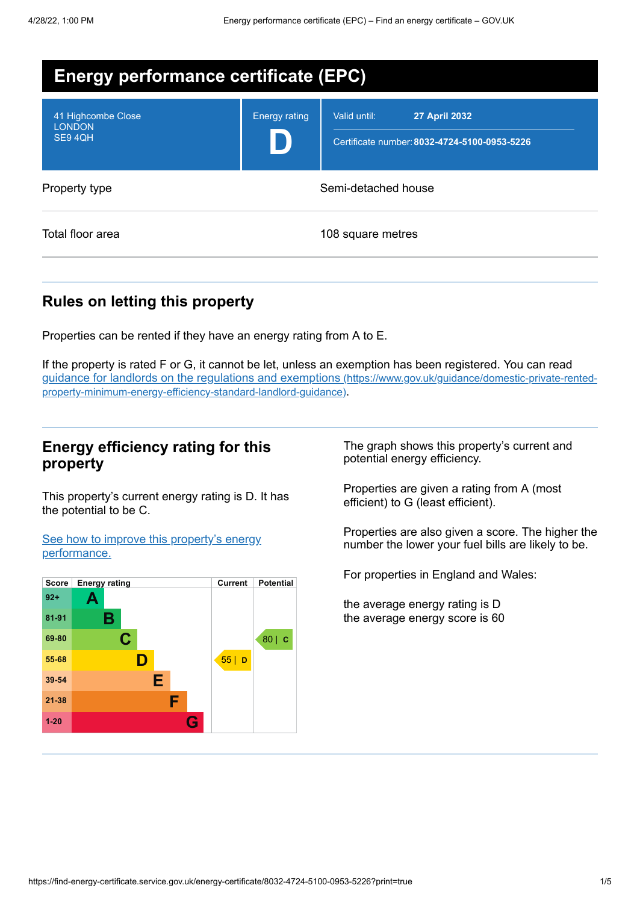# Energy performance certificate (EPC)

| 41 Highcombe Close<br>LONDON<br>SE9 4QH | Energy rating<br>**D** | Valid until: **27 April 2032**<br>Certificate number: **8032-4724-5100-0953-5226** |
|---|---|---|

| Property type | Semi-detached house |
|---|---|
| Total floor area | 108 square metres |

## Rules on letting this property

Properties can be rented if they have an energy rating from A to E.

If the property is rated F or G, it cannot be let, unless an exemption has been registered. You can read guidance for landlords on the regulations and exemptions (https://www.gov.uk/guidance/domestic-private-rented-property-minimum-energy-efficiency-standard-landlord-guidance).

## Energy efficiency rating for this property

This property's current energy rating is D. It has the potential to be C.

See how to improve this property's energy performance.

| Score | Energy rating | Current | Potential |
|---|---|---|---|
| 92+ | A | | |
| 81-91 | B | | |
| 69-80 | C | | 80 \| C |
| 55-68 | D | 55 \| D | |
| 39-54 | E | | |
| 21-38 | F | | |
| 1-20 | G | | |

The graph shows this property's current and potential energy efficiency.

Properties are given a rating from A (most efficient) to G (least efficient).

Properties are also given a score. The higher the number the lower your fuel bills are likely to be.

For properties in England and Wales:

the average energy rating is D
the average energy score is 60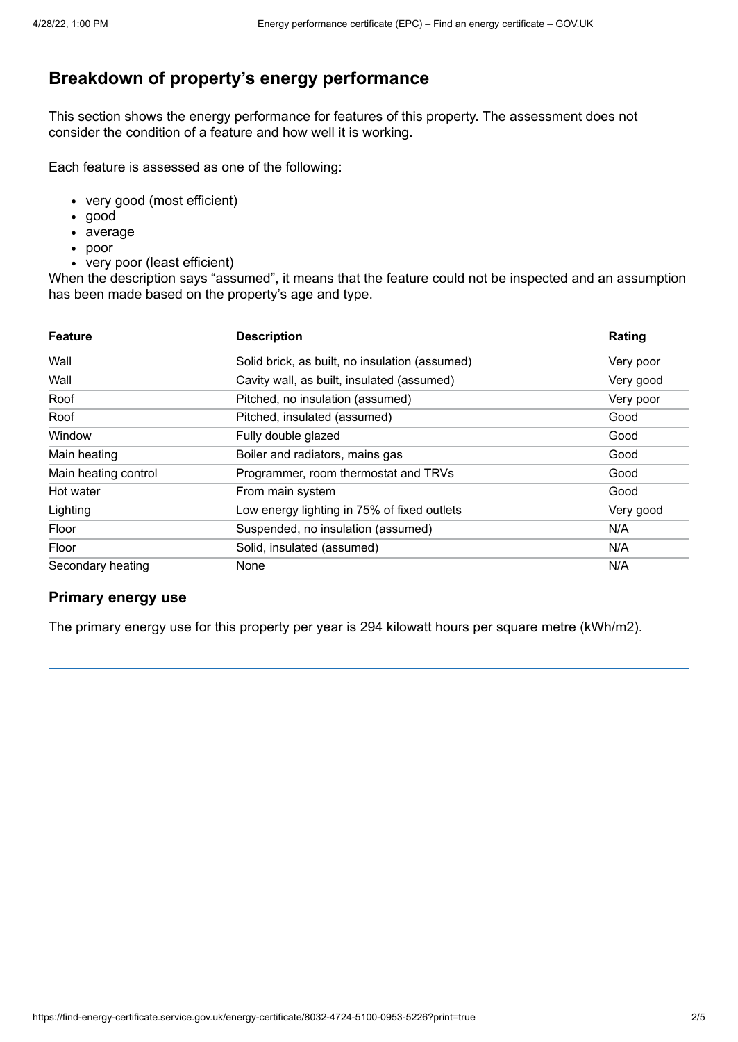## Breakdown of property's energy performance

This section shows the energy performance for features of this property. The assessment does not consider the condition of a feature and how well it is working.

Each feature is assessed as one of the following:

- very good (most efficient)
- good
- average
- poor
- very poor (least efficient)

When the description says "assumed", it means that the feature could not be inspected and an assumption has been made based on the property's age and type.

| Feature | Description | Rating |
|---|---|---|
| Wall | Solid brick, as built, no insulation (assumed) | Very poor |
| Wall | Cavity wall, as built, insulated (assumed) | Very good |
| Roof | Pitched, no insulation (assumed) | Very poor |
| Roof | Pitched, insulated (assumed) | Good |
| Window | Fully double glazed | Good |
| Main heating | Boiler and radiators, mains gas | Good |
| Main heating control | Programmer, room thermostat and TRVs | Good |
| Hot water | From main system | Good |
| Lighting | Low energy lighting in 75% of fixed outlets | Very good |
| Floor | Suspended, no insulation (assumed) | N/A |
| Floor | Solid, insulated (assumed) | N/A |
| Secondary heating | None | N/A |

### Primary energy use

The primary energy use for this property per year is 294 kilowatt hours per square metre (kWh/m2).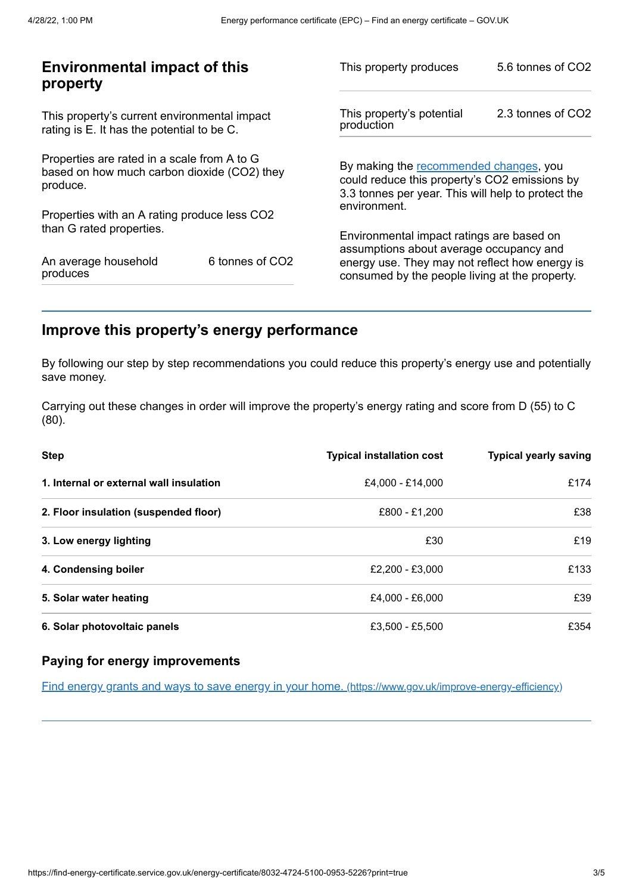## Environmental impact of this property

This property's current environmental impact rating is E. It has the potential to be C.

Properties are rated in a scale from A to G based on how much carbon dioxide ($CO_2$) they produce.

Properties with an A rating produce less $CO_2$ than G rated properties.

| | |
|---|---|
| An average household produces | 6 tonnes of $CO_2$ |

| | |
|---|---|
| This property produces | 5.6 tonnes of $CO_2$ |
| This property's potential production | 2.3 tonnes of $CO_2$ |

By making the recommended changes, you could reduce this property's $CO_2$ emissions by 3.3 tonnes per year. This will help to protect the environment.

Environmental impact ratings are based on assumptions about average occupancy and energy use. They may not reflect how energy is consumed by the people living at the property.

## Improve this property's energy performance

By following our step by step recommendations you could reduce this property's energy use and potentially save money.

Carrying out these changes in order will improve the property's energy rating and score from D (55) to C (80).

| Step | Typical installation cost | Typical yearly saving |
|---|---|---|
| **1. Internal or external wall insulation** | £4,000 - £14,000 | £174 |
| **2. Floor insulation (suspended floor)** | £800 - £1,200 | £38 |
| **3. Low energy lighting** | £30 | £19 |
| **4. Condensing boiler** | £2,200 - £3,000 | £133 |
| **5. Solar water heating** | £4,000 - £6,000 | £39 |
| **6. Solar photovoltaic panels** | £3,500 - £5,500 | £354 |

### Paying for energy improvements

Find energy grants and ways to save energy in your home. (https://www.gov.uk/improve-energy-efficiency)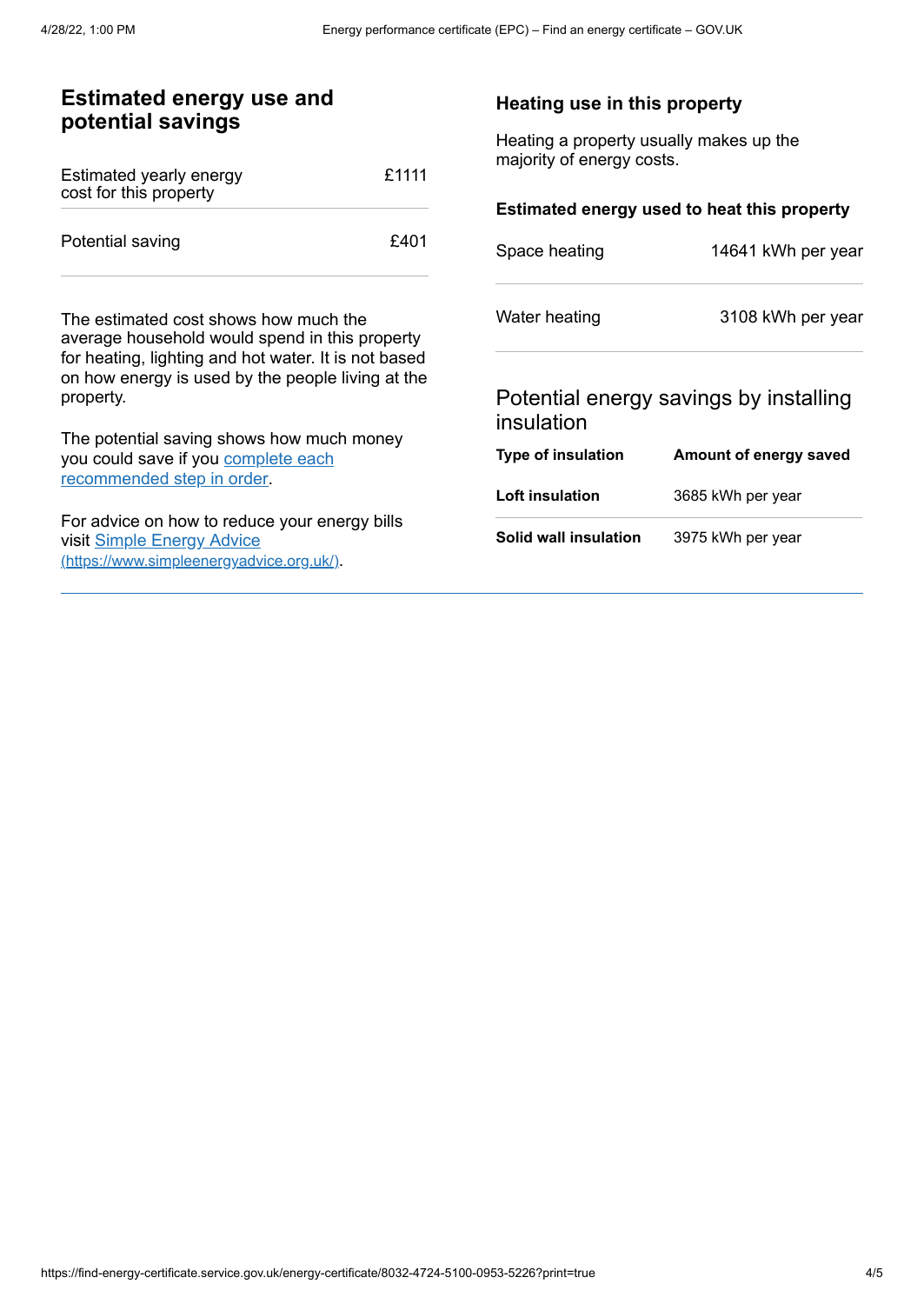## Estimated energy use and potential savings

| Estimated yearly energy cost for this property | £1111 |
| --- | --- |
| Potential saving | £401 |

The estimated cost shows how much the average household would spend in this property for heating, lighting and hot water. It is not based on how energy is used by the people living at the property.

The potential saving shows how much money you could save if you complete each recommended step in order.

For advice on how to reduce your energy bills visit Simple Energy Advice (https://www.simpleenergyadvice.org.uk/).

### Heating use in this property

Heating a property usually makes up the majority of energy costs.

#### Estimated energy used to heat this property

| Space heating | 14641 kWh per year |
| --- | --- |
| Water heating | 3108 kWh per year |

### Potential energy savings by installing insulation

| Type of insulation | Amount of energy saved |
| --- | --- |
| **Loft insulation** | 3685 kWh per year |
| **Solid wall insulation** | 3975 kWh per year |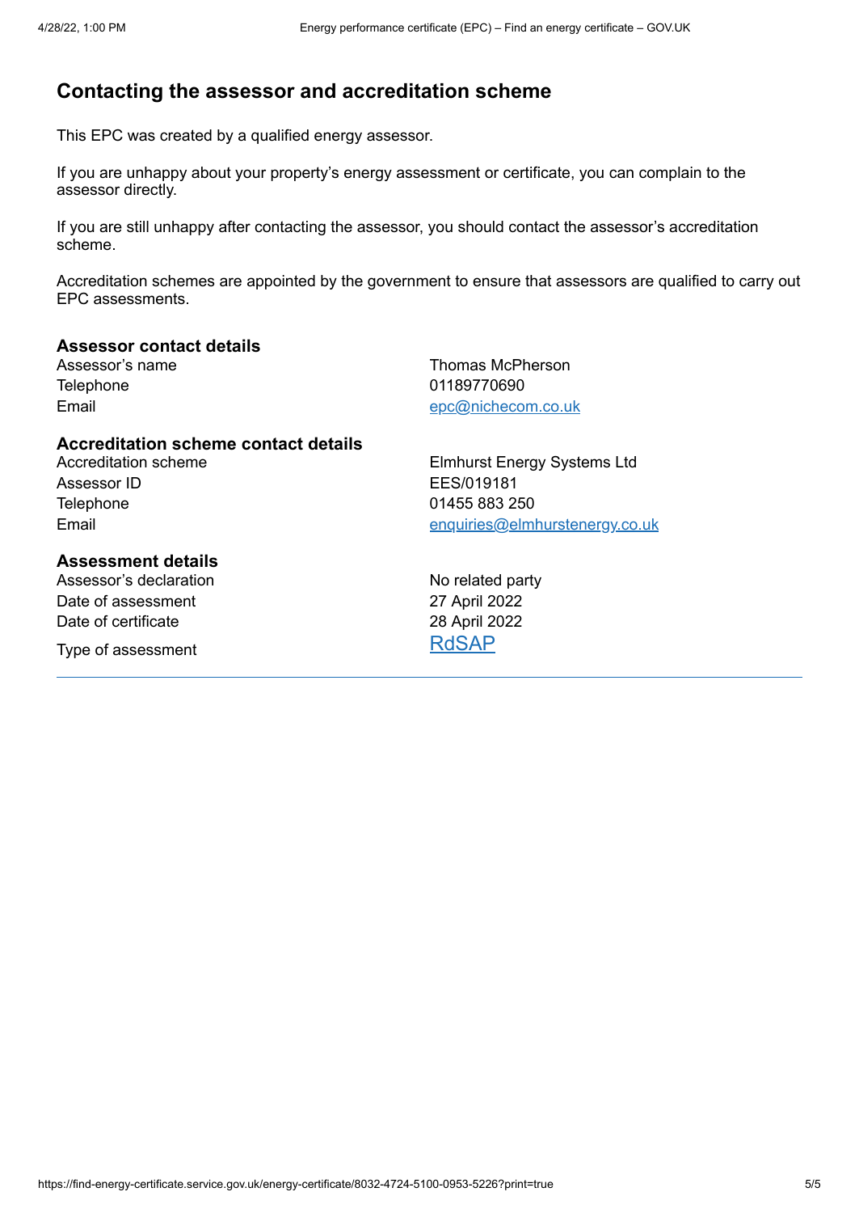## Contacting the assessor and accreditation scheme

This EPC was created by a qualified energy assessor.

If you are unhappy about your property's energy assessment or certificate, you can complain to the assessor directly.

If you are still unhappy after contacting the assessor, you should contact the assessor's accreditation scheme.

Accreditation schemes are appointed by the government to ensure that assessors are qualified to carry out EPC assessments.

### Assessor contact details

| | |
|---|---|
| Assessor's name | Thomas McPherson |
| Telephone | 01189770690 |
| Email | epc@nichecom.co.uk |

### Accreditation scheme contact details

| | |
|---|---|
| Accreditation scheme | Elmhurst Energy Systems Ltd |
| Assessor ID | EES/019181 |
| Telephone | 01455 883 250 |
| Email | enquiries@elmhurstenergy.co.uk |

### Assessment details

| | |
|---|---|
| Assessor's declaration | No related party |
| Date of assessment | 27 April 2022 |
| Date of certificate | 28 April 2022 |
| Type of assessment | RdSAP |